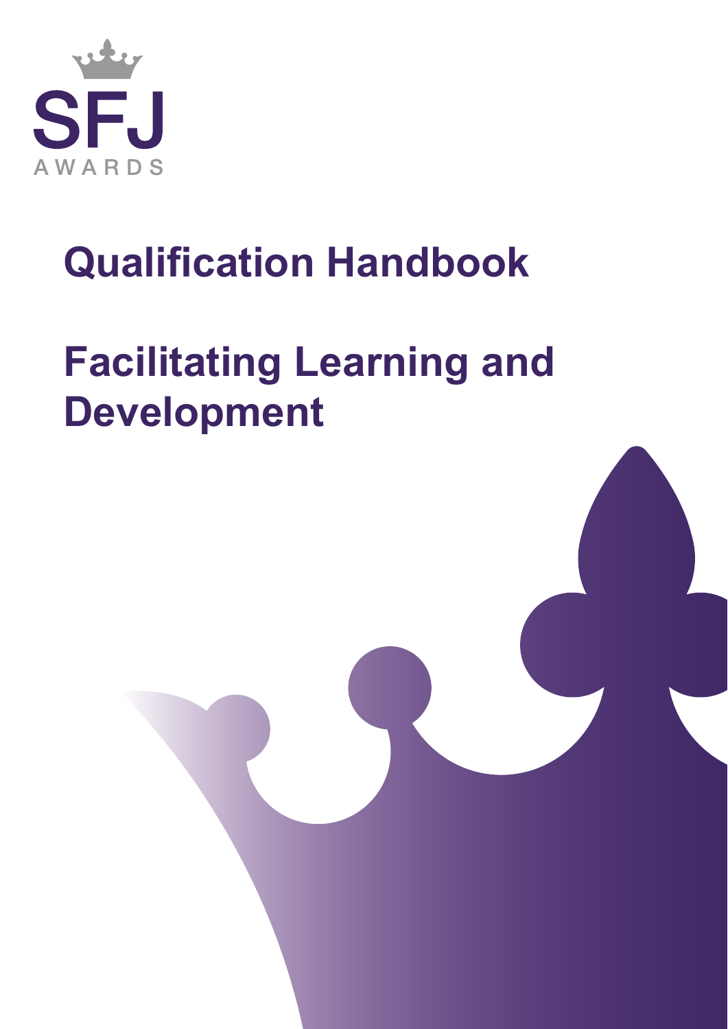SFJ AWARDS

# Qualification Handbook

# Facilitating Learning and Development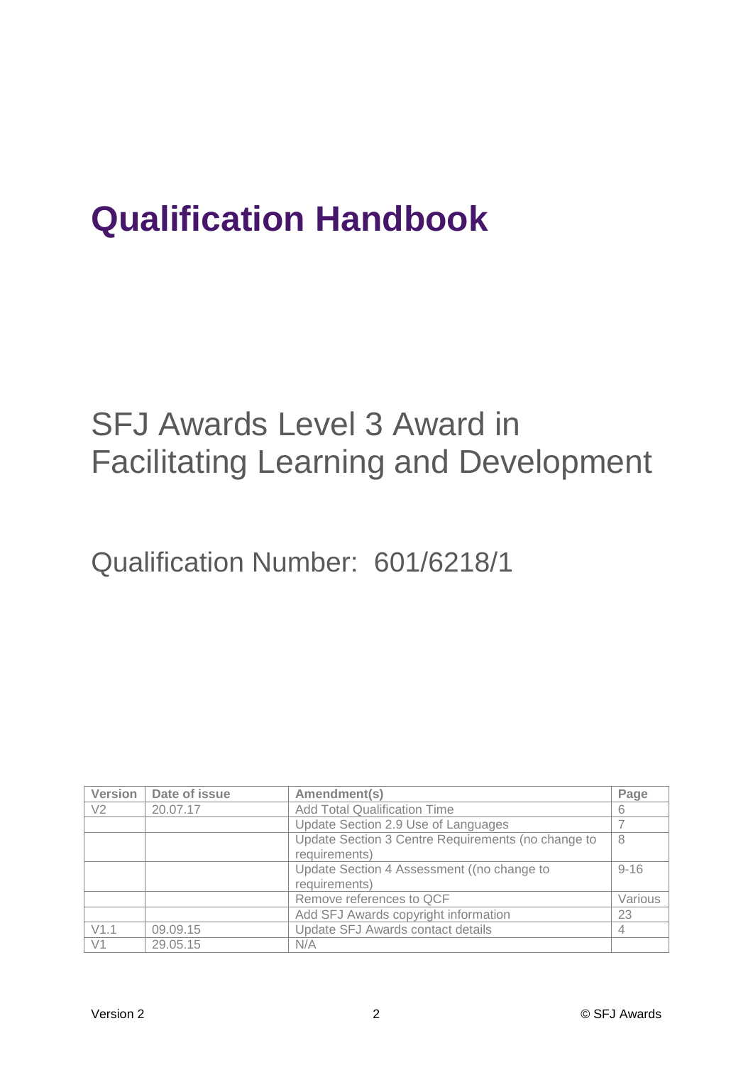# Qualification Handbook

## SFJ Awards Level 3 Award in Facilitating Learning and Development

## Qualification Number: 601/6218/1

| Version | Date of issue | Amendment(s) | Page |
|---|---|---|---|
| V2 | 20.07.17 | Add Total Qualification Time | 6 |
| | | Update Section 2.9 Use of Languages | 7 |
| | | Update Section 3 Centre Requirements (no change to requirements) | 8 |
| | | Update Section 4 Assessment ((no change to requirements) | 9-16 |
| | | Remove references to QCF | Various |
| | | Add SFJ Awards copyright information | 23 |
| V1.1 | 09.09.15 | Update SFJ Awards contact details | 4 |
| V1 | 29.05.15 | N/A | |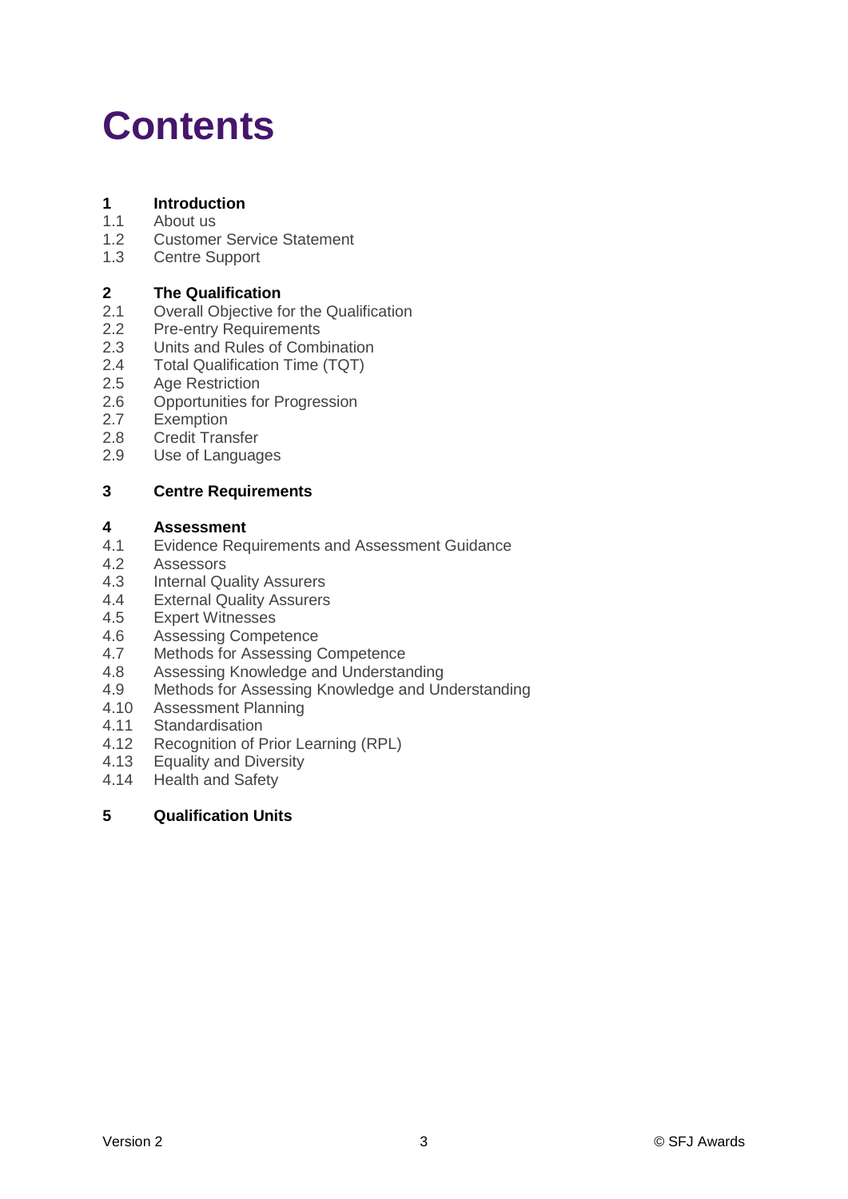# Contents

**1 Introduction**

1.1 About us
1.2 Customer Service Statement
1.3 Centre Support

**2 The Qualification**

2.1 Overall Objective for the Qualification
2.2 Pre-entry Requirements
2.3 Units and Rules of Combination
2.4 Total Qualification Time (TQT)
2.5 Age Restriction
2.6 Opportunities for Progression
2.7 Exemption
2.8 Credit Transfer
2.9 Use of Languages

**3 Centre Requirements**

**4 Assessment**

4.1 Evidence Requirements and Assessment Guidance
4.2 Assessors
4.3 Internal Quality Assurers
4.4 External Quality Assurers
4.5 Expert Witnesses
4.6 Assessing Competence
4.7 Methods for Assessing Competence
4.8 Assessing Knowledge and Understanding
4.9 Methods for Assessing Knowledge and Understanding
4.10 Assessment Planning
4.11 Standardisation
4.12 Recognition of Prior Learning (RPL)
4.13 Equality and Diversity
4.14 Health and Safety

**5 Qualification Units**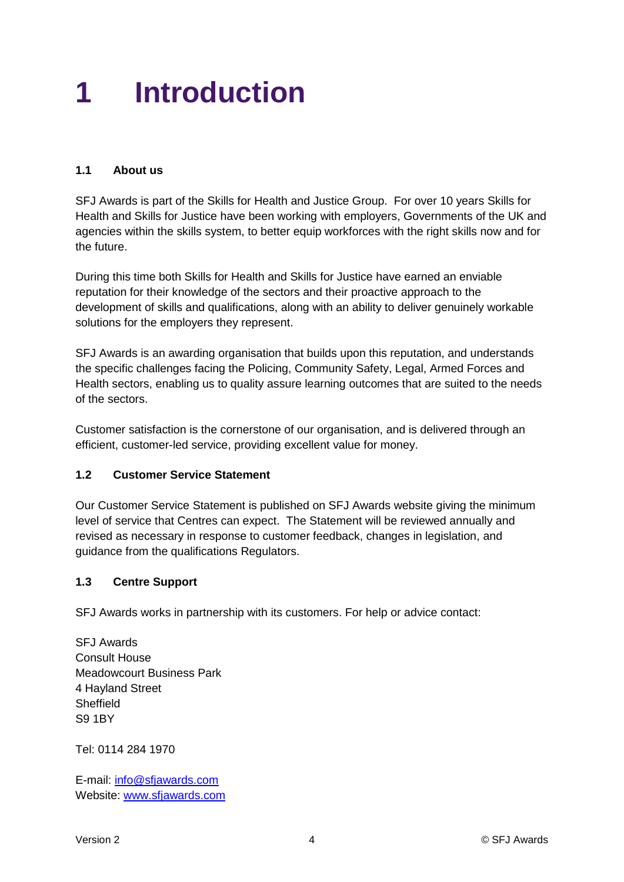# 1 Introduction

### 1.1 About us

SFJ Awards is part of the Skills for Health and Justice Group. For over 10 years Skills for Health and Skills for Justice have been working with employers, Governments of the UK and agencies within the skills system, to better equip workforces with the right skills now and for the future.

During this time both Skills for Health and Skills for Justice have earned an enviable reputation for their knowledge of the sectors and their proactive approach to the development of skills and qualifications, along with an ability to deliver genuinely workable solutions for the employers they represent.

SFJ Awards is an awarding organisation that builds upon this reputation, and understands the specific challenges facing the Policing, Community Safety, Legal, Armed Forces and Health sectors, enabling us to quality assure learning outcomes that are suited to the needs of the sectors.

Customer satisfaction is the cornerstone of our organisation, and is delivered through an efficient, customer-led service, providing excellent value for money.

### 1.2 Customer Service Statement

Our Customer Service Statement is published on SFJ Awards website giving the minimum level of service that Centres can expect. The Statement will be reviewed annually and revised as necessary in response to customer feedback, changes in legislation, and guidance from the qualifications Regulators.

### 1.3 Centre Support

SFJ Awards works in partnership with its customers. For help or advice contact:

SFJ Awards
Consult House
Meadowcourt Business Park
4 Hayland Street
Sheffield
S9 1BY

Tel: 0114 284 1970

E-mail: info@sfjawards.com
Website: www.sfjawards.com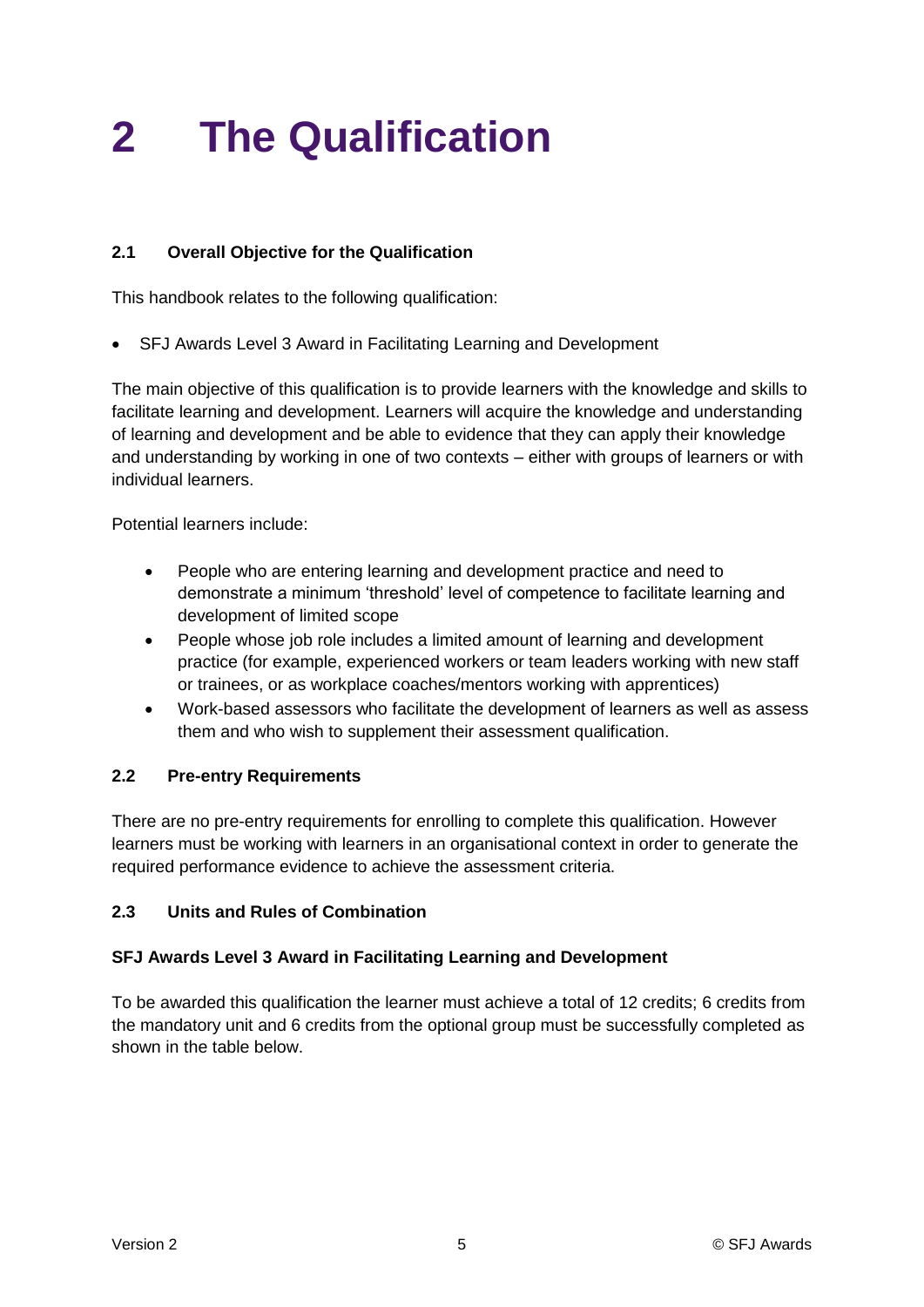# 2 The Qualification

### 2.1 Overall Objective for the Qualification

This handbook relates to the following qualification:

- SFJ Awards Level 3 Award in Facilitating Learning and Development

The main objective of this qualification is to provide learners with the knowledge and skills to facilitate learning and development. Learners will acquire the knowledge and understanding of learning and development and be able to evidence that they can apply their knowledge and understanding by working in one of two contexts – either with groups of learners or with individual learners.

Potential learners include:

- People who are entering learning and development practice and need to demonstrate a minimum 'threshold' level of competence to facilitate learning and development of limited scope
- People whose job role includes a limited amount of learning and development practice (for example, experienced workers or team leaders working with new staff or trainees, or as workplace coaches/mentors working with apprentices)
- Work-based assessors who facilitate the development of learners as well as assess them and who wish to supplement their assessment qualification.

### 2.2 Pre-entry Requirements

There are no pre-entry requirements for enrolling to complete this qualification. However learners must be working with learners in an organisational context in order to generate the required performance evidence to achieve the assessment criteria.

### 2.3 Units and Rules of Combination

**SFJ Awards Level 3 Award in Facilitating Learning and Development**

To be awarded this qualification the learner must achieve a total of 12 credits; 6 credits from the mandatory unit and 6 credits from the optional group must be successfully completed as shown in the table below.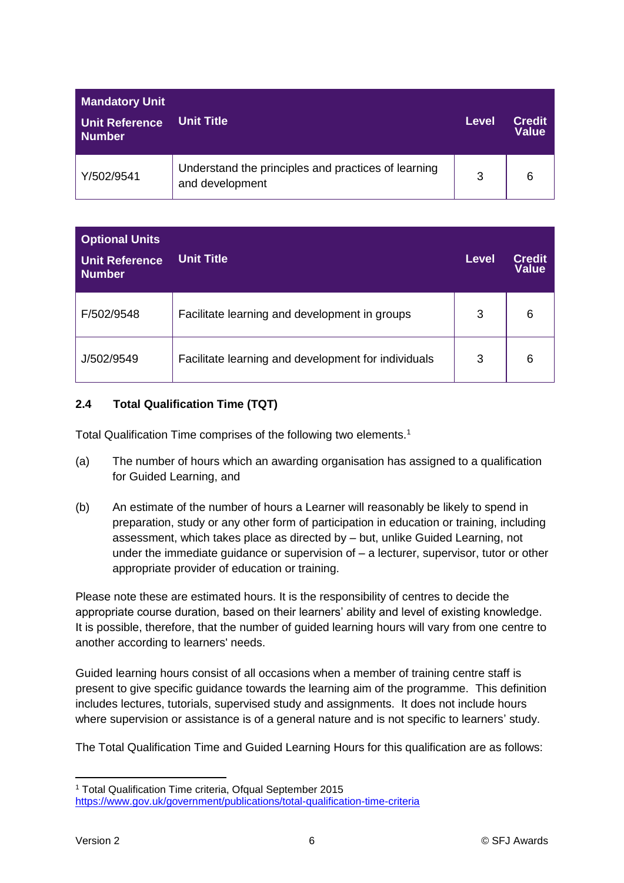| Mandatory Unit<br>Unit Reference Number | Unit Title | Level | Credit Value |
|---|---|---|---|
| Y/502/9541 | Understand the principles and practices of learning and development | 3 | 6 |

| Optional Units<br>Unit Reference Number | Unit Title | Level | Credit Value |
|---|---|---|---|
| F/502/9548 | Facilitate learning and development in groups | 3 | 6 |
| J/502/9549 | Facilitate learning and development for individuals | 3 | 6 |

### 2.4 Total Qualification Time (TQT)

Total Qualification Time comprises of the following two elements.[1]

(a) The number of hours which an awarding organisation has assigned to a qualification for Guided Learning, and

(b) An estimate of the number of hours a Learner will reasonably be likely to spend in preparation, study or any other form of participation in education or training, including assessment, which takes place as directed by – but, unlike Guided Learning, not under the immediate guidance or supervision of – a lecturer, supervisor, tutor or other appropriate provider of education or training.

Please note these are estimated hours. It is the responsibility of centres to decide the appropriate course duration, based on their learners' ability and level of existing knowledge. It is possible, therefore, that the number of guided learning hours will vary from one centre to another according to learners' needs.

Guided learning hours consist of all occasions when a member of training centre staff is present to give specific guidance towards the learning aim of the programme. This definition includes lectures, tutorials, supervised study and assignments. It does not include hours where supervision or assistance is of a general nature and is not specific to learners' study.

The Total Qualification Time and Guided Learning Hours for this qualification are as follows:

---

[1] Total Qualification Time criteria, Ofqual September 2015
https://www.gov.uk/government/publications/total-qualification-time-criteria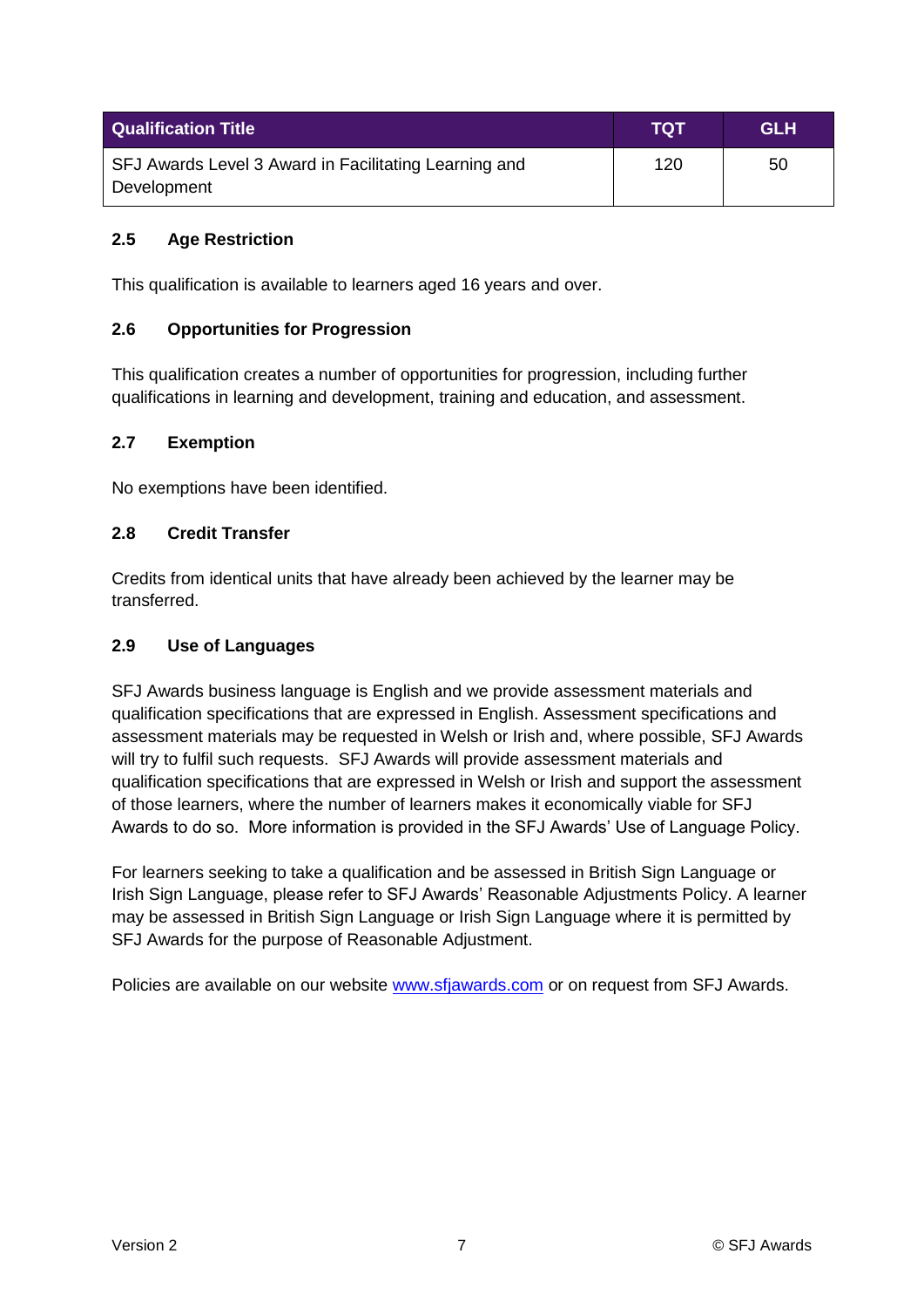| Qualification Title | TQT | GLH |
|---|---|---|
| SFJ Awards Level 3 Award in Facilitating Learning and Development | 120 | 50 |

### 2.5 Age Restriction

This qualification is available to learners aged 16 years and over.

### 2.6 Opportunities for Progression

This qualification creates a number of opportunities for progression, including further qualifications in learning and development, training and education, and assessment.

### 2.7 Exemption

No exemptions have been identified.

### 2.8 Credit Transfer

Credits from identical units that have already been achieved by the learner may be transferred.

### 2.9 Use of Languages

SFJ Awards business language is English and we provide assessment materials and qualification specifications that are expressed in English. Assessment specifications and assessment materials may be requested in Welsh or Irish and, where possible, SFJ Awards will try to fulfil such requests. SFJ Awards will provide assessment materials and qualification specifications that are expressed in Welsh or Irish and support the assessment of those learners, where the number of learners makes it economically viable for SFJ Awards to do so. More information is provided in the SFJ Awards' Use of Language Policy.

For learners seeking to take a qualification and be assessed in British Sign Language or Irish Sign Language, please refer to SFJ Awards' Reasonable Adjustments Policy. A learner may be assessed in British Sign Language or Irish Sign Language where it is permitted by SFJ Awards for the purpose of Reasonable Adjustment.

Policies are available on our website [www.sfjawards.com](http://www.sfjawards.com) or on request from SFJ Awards.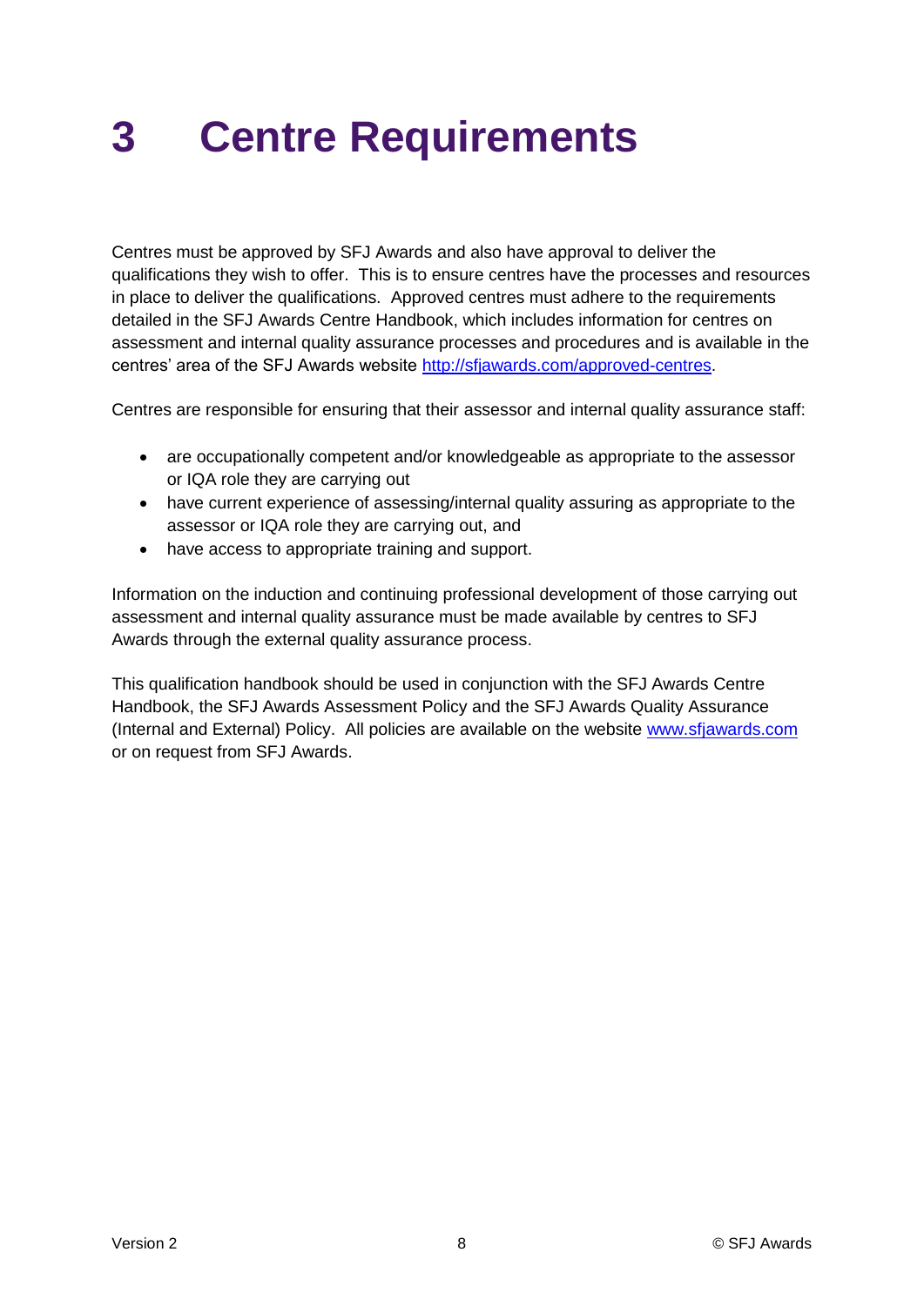# 3 Centre Requirements

Centres must be approved by SFJ Awards and also have approval to deliver the qualifications they wish to offer. This is to ensure centres have the processes and resources in place to deliver the qualifications. Approved centres must adhere to the requirements detailed in the SFJ Awards Centre Handbook, which includes information for centres on assessment and internal quality assurance processes and procedures and is available in the centres' area of the SFJ Awards website [http://sfjawards.com/approved-centres](http://sfjawards.com/approved-centres).

Centres are responsible for ensuring that their assessor and internal quality assurance staff:

- are occupationally competent and/or knowledgeable as appropriate to the assessor or IQA role they are carrying out
- have current experience of assessing/internal quality assuring as appropriate to the assessor or IQA role they are carrying out, and
- have access to appropriate training and support.

Information on the induction and continuing professional development of those carrying out assessment and internal quality assurance must be made available by centres to SFJ Awards through the external quality assurance process.

This qualification handbook should be used in conjunction with the SFJ Awards Centre Handbook, the SFJ Awards Assessment Policy and the SFJ Awards Quality Assurance (Internal and External) Policy. All policies are available on the website [www.sfjawards.com](www.sfjawards.com) or on request from SFJ Awards.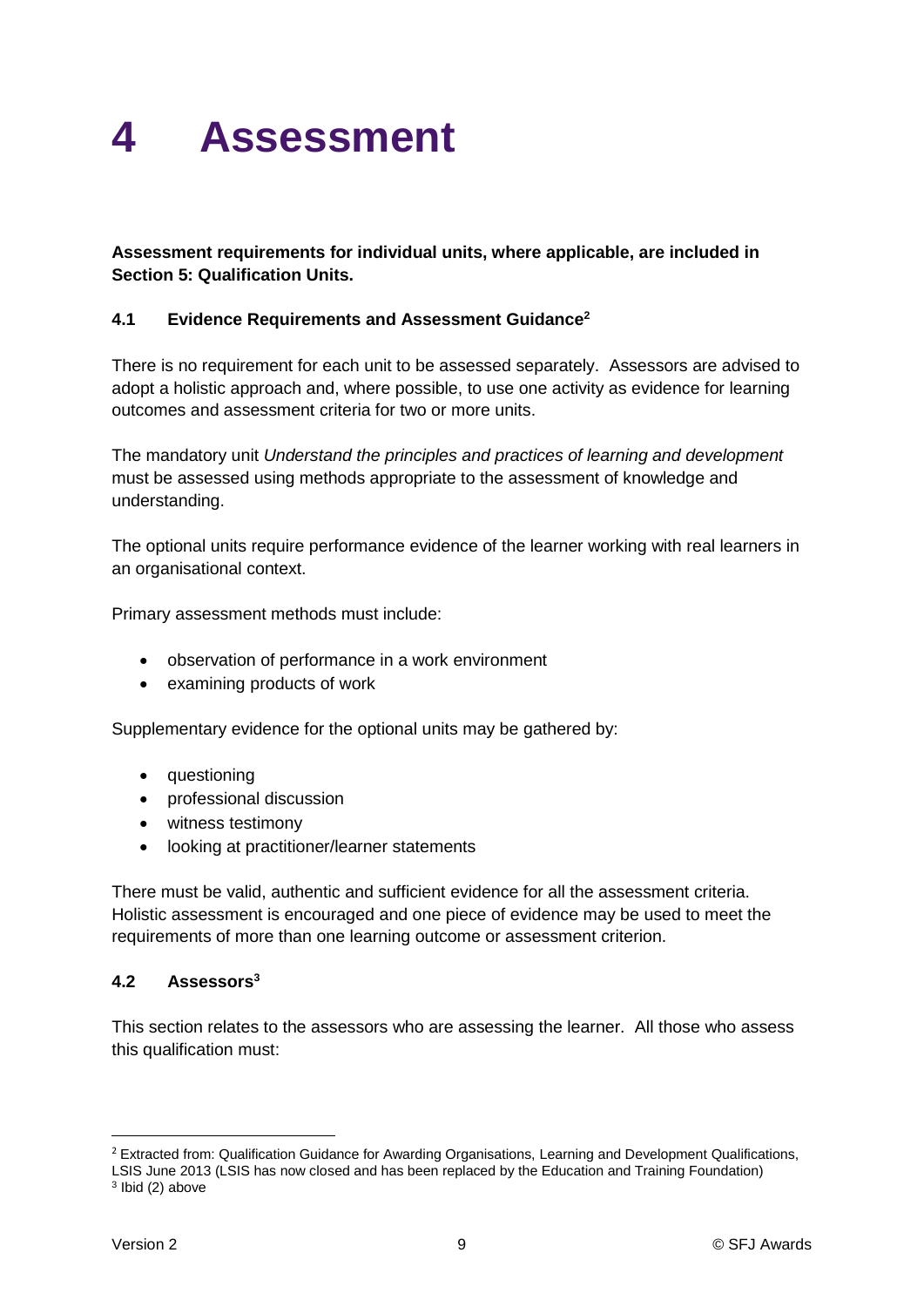# 4 Assessment

**Assessment requirements for individual units, where applicable, are included in Section 5: Qualification Units.**

### 4.1 Evidence Requirements and Assessment Guidance[2]

There is no requirement for each unit to be assessed separately. Assessors are advised to adopt a holistic approach and, where possible, to use one activity as evidence for learning outcomes and assessment criteria for two or more units.

The mandatory unit *Understand the principles and practices of learning and development* must be assessed using methods appropriate to the assessment of knowledge and understanding.

The optional units require performance evidence of the learner working with real learners in an organisational context.

Primary assessment methods must include:

- observation of performance in a work environment
- examining products of work

Supplementary evidence for the optional units may be gathered by:

- questioning
- professional discussion
- witness testimony
- looking at practitioner/learner statements

There must be valid, authentic and sufficient evidence for all the assessment criteria. Holistic assessment is encouraged and one piece of evidence may be used to meet the requirements of more than one learning outcome or assessment criterion.

### 4.2 Assessors[3]

This section relates to the assessors who are assessing the learner. All those who assess this qualification must:

---

[2] Extracted from: Qualification Guidance for Awarding Organisations, Learning and Development Qualifications, LSIS June 2013 (LSIS has now closed and has been replaced by the Education and Training Foundation)

[3] Ibid (2) above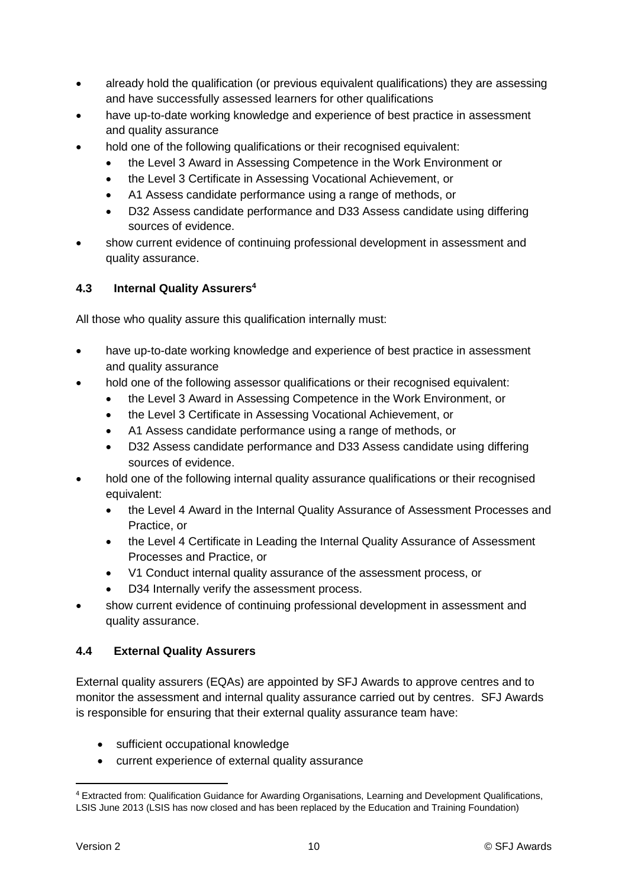- already hold the qualification (or previous equivalent qualifications) they are assessing and have successfully assessed learners for other qualifications
- have up-to-date working knowledge and experience of best practice in assessment and quality assurance
- hold one of the following qualifications or their recognised equivalent:
  - the Level 3 Award in Assessing Competence in the Work Environment or
  - the Level 3 Certificate in Assessing Vocational Achievement, or
  - A1 Assess candidate performance using a range of methods, or
  - D32 Assess candidate performance and D33 Assess candidate using differing sources of evidence.
- show current evidence of continuing professional development in assessment and quality assurance.

### 4.3 Internal Quality Assurers[4]

All those who quality assure this qualification internally must:

- have up-to-date working knowledge and experience of best practice in assessment and quality assurance
- hold one of the following assessor qualifications or their recognised equivalent:
  - the Level 3 Award in Assessing Competence in the Work Environment, or
  - the Level 3 Certificate in Assessing Vocational Achievement, or
  - A1 Assess candidate performance using a range of methods, or
  - D32 Assess candidate performance and D33 Assess candidate using differing sources of evidence.
- hold one of the following internal quality assurance qualifications or their recognised equivalent:
  - the Level 4 Award in the Internal Quality Assurance of Assessment Processes and Practice, or
  - the Level 4 Certificate in Leading the Internal Quality Assurance of Assessment Processes and Practice, or
  - V1 Conduct internal quality assurance of the assessment process, or
  - D34 Internally verify the assessment process.
- show current evidence of continuing professional development in assessment and quality assurance.

### 4.4 External Quality Assurers

External quality assurers (EQAs) are appointed by SFJ Awards to approve centres and to monitor the assessment and internal quality assurance carried out by centres. SFJ Awards is responsible for ensuring that their external quality assurance team have:

- sufficient occupational knowledge
- current experience of external quality assurance

---

[4] Extracted from: Qualification Guidance for Awarding Organisations, Learning and Development Qualifications, LSIS June 2013 (LSIS has now closed and has been replaced by the Education and Training Foundation)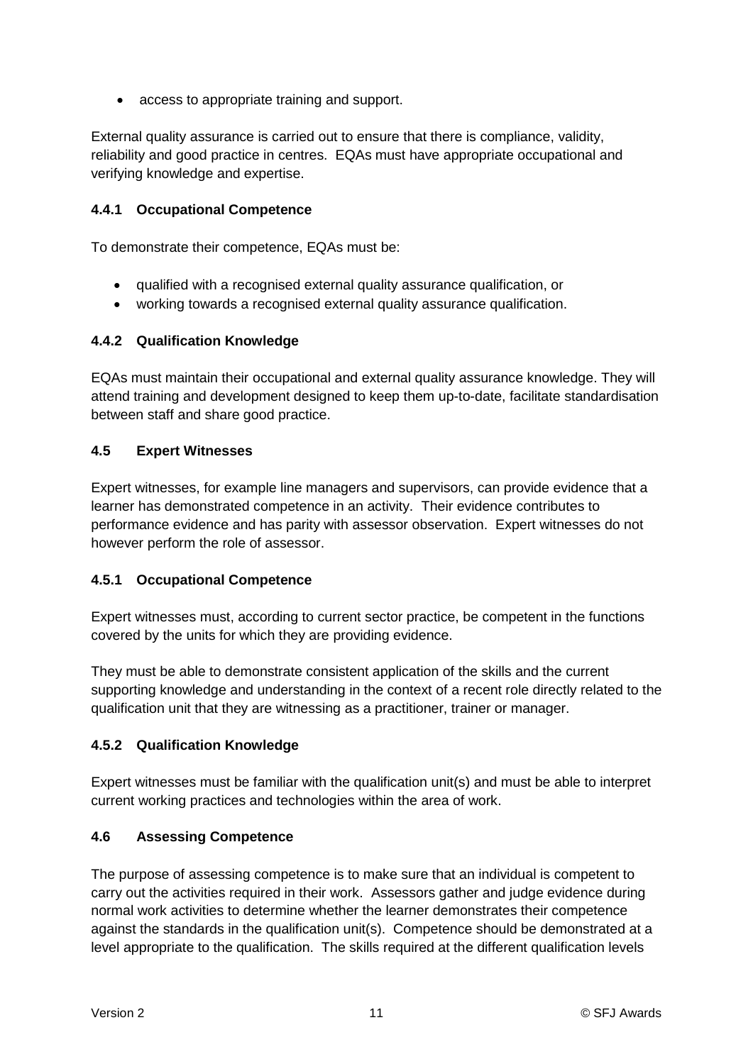- access to appropriate training and support.

External quality assurance is carried out to ensure that there is compliance, validity, reliability and good practice in centres. EQAs must have appropriate occupational and verifying knowledge and expertise.

### 4.4.1 Occupational Competence

To demonstrate their competence, EQAs must be:

- qualified with a recognised external quality assurance qualification, or
- working towards a recognised external quality assurance qualification.

### 4.4.2 Qualification Knowledge

EQAs must maintain their occupational and external quality assurance knowledge. They will attend training and development designed to keep them up-to-date, facilitate standardisation between staff and share good practice.

## 4.5 Expert Witnesses

Expert witnesses, for example line managers and supervisors, can provide evidence that a learner has demonstrated competence in an activity. Their evidence contributes to performance evidence and has parity with assessor observation. Expert witnesses do not however perform the role of assessor.

### 4.5.1 Occupational Competence

Expert witnesses must, according to current sector practice, be competent in the functions covered by the units for which they are providing evidence.

They must be able to demonstrate consistent application of the skills and the current supporting knowledge and understanding in the context of a recent role directly related to the qualification unit that they are witnessing as a practitioner, trainer or manager.

### 4.5.2 Qualification Knowledge

Expert witnesses must be familiar with the qualification unit(s) and must be able to interpret current working practices and technologies within the area of work.

## 4.6 Assessing Competence

The purpose of assessing competence is to make sure that an individual is competent to carry out the activities required in their work. Assessors gather and judge evidence during normal work activities to determine whether the learner demonstrates their competence against the standards in the qualification unit(s). Competence should be demonstrated at a level appropriate to the qualification. The skills required at the different qualification levels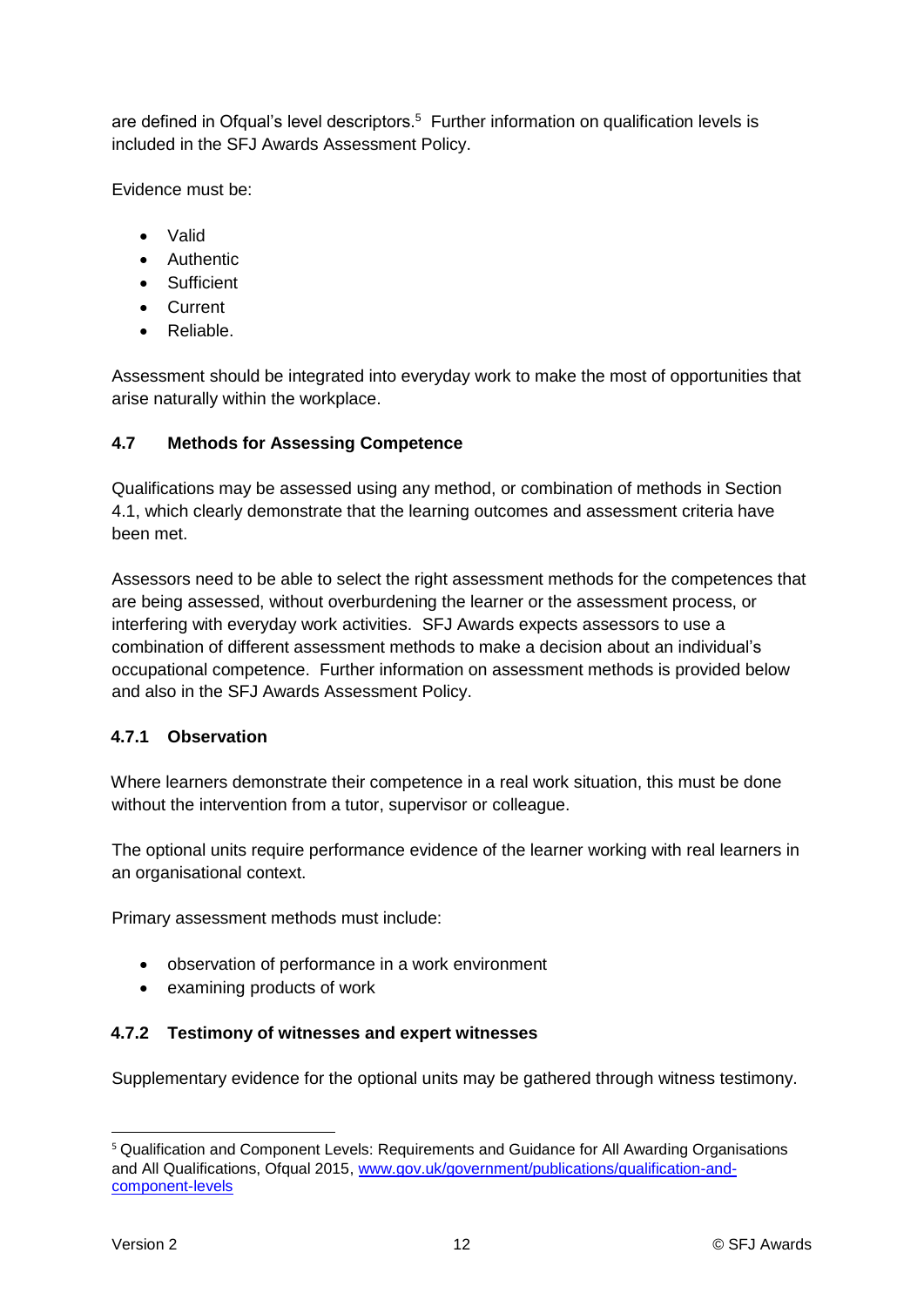are defined in Ofqual's level descriptors.[5] Further information on qualification levels is included in the SFJ Awards Assessment Policy.

Evidence must be:

- Valid
- Authentic
- Sufficient
- Current
- Reliable.

Assessment should be integrated into everyday work to make the most of opportunities that arise naturally within the workplace.

### 4.7 Methods for Assessing Competence

Qualifications may be assessed using any method, or combination of methods in Section 4.1, which clearly demonstrate that the learning outcomes and assessment criteria have been met.

Assessors need to be able to select the right assessment methods for the competences that are being assessed, without overburdening the learner or the assessment process, or interfering with everyday work activities. SFJ Awards expects assessors to use a combination of different assessment methods to make a decision about an individual's occupational competence. Further information on assessment methods is provided below and also in the SFJ Awards Assessment Policy.

#### 4.7.1 Observation

Where learners demonstrate their competence in a real work situation, this must be done without the intervention from a tutor, supervisor or colleague.

The optional units require performance evidence of the learner working with real learners in an organisational context.

Primary assessment methods must include:

- observation of performance in a work environment
- examining products of work

#### 4.7.2 Testimony of witnesses and expert witnesses

Supplementary evidence for the optional units may be gathered through witness testimony.

---

[5] Qualification and Component Levels: Requirements and Guidance for All Awarding Organisations and All Qualifications, Ofqual 2015, [www.gov.uk/government/publications/qualification-and-component-levels](https://www.gov.uk/government/publications/qualification-and-component-levels)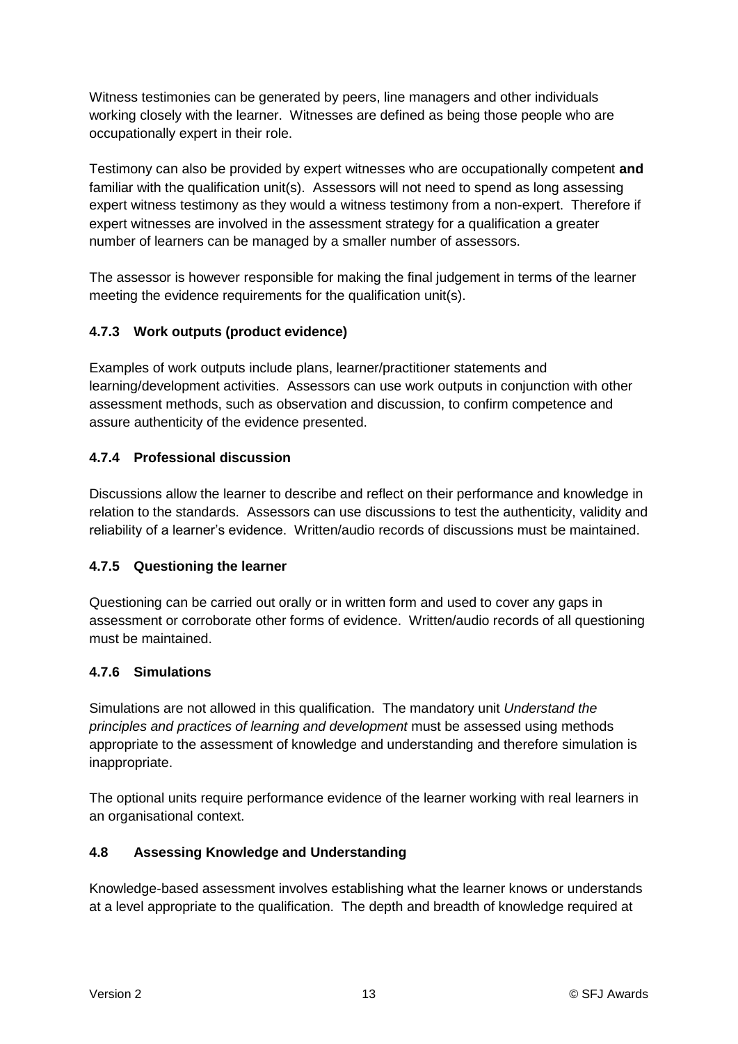Witness testimonies can be generated by peers, line managers and other individuals working closely with the learner. Witnesses are defined as being those people who are occupationally expert in their role.

Testimony can also be provided by expert witnesses who are occupationally competent **and** familiar with the qualification unit(s). Assessors will not need to spend as long assessing expert witness testimony as they would a witness testimony from a non-expert. Therefore if expert witnesses are involved in the assessment strategy for a qualification a greater number of learners can be managed by a smaller number of assessors.

The assessor is however responsible for making the final judgement in terms of the learner meeting the evidence requirements for the qualification unit(s).

### 4.7.3 Work outputs (product evidence)

Examples of work outputs include plans, learner/practitioner statements and learning/development activities. Assessors can use work outputs in conjunction with other assessment methods, such as observation and discussion, to confirm competence and assure authenticity of the evidence presented.

### 4.7.4 Professional discussion

Discussions allow the learner to describe and reflect on their performance and knowledge in relation to the standards. Assessors can use discussions to test the authenticity, validity and reliability of a learner's evidence. Written/audio records of discussions must be maintained.

### 4.7.5 Questioning the learner

Questioning can be carried out orally or in written form and used to cover any gaps in assessment or corroborate other forms of evidence. Written/audio records of all questioning must be maintained.

### 4.7.6 Simulations

Simulations are not allowed in this qualification. The mandatory unit *Understand the principles and practices of learning and development* must be assessed using methods appropriate to the assessment of knowledge and understanding and therefore simulation is inappropriate.

The optional units require performance evidence of the learner working with real learners in an organisational context.

## 4.8 Assessing Knowledge and Understanding

Knowledge-based assessment involves establishing what the learner knows or understands at a level appropriate to the qualification. The depth and breadth of knowledge required at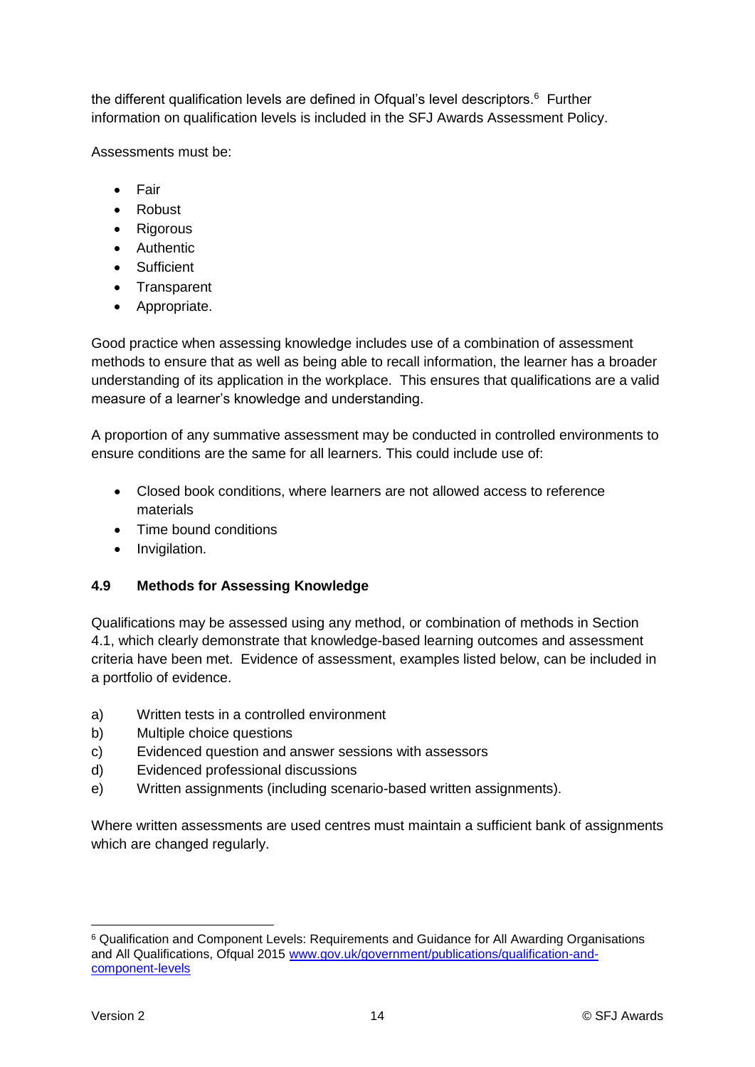the different qualification levels are defined in Ofqual's level descriptors.[6] Further information on qualification levels is included in the SFJ Awards Assessment Policy.

Assessments must be:

- Fair
- Robust
- Rigorous
- Authentic
- Sufficient
- Transparent
- Appropriate.

Good practice when assessing knowledge includes use of a combination of assessment methods to ensure that as well as being able to recall information, the learner has a broader understanding of its application in the workplace. This ensures that qualifications are a valid measure of a learner's knowledge and understanding.

A proportion of any summative assessment may be conducted in controlled environments to ensure conditions are the same for all learners. This could include use of:

- Closed book conditions, where learners are not allowed access to reference materials
- Time bound conditions
- Invigilation.

### 4.9 Methods for Assessing Knowledge

Qualifications may be assessed using any method, or combination of methods in Section 4.1, which clearly demonstrate that knowledge-based learning outcomes and assessment criteria have been met. Evidence of assessment, examples listed below, can be included in a portfolio of evidence.

a) Written tests in a controlled environment
b) Multiple choice questions
c) Evidenced question and answer sessions with assessors
d) Evidenced professional discussions
e) Written assignments (including scenario-based written assignments).

Where written assessments are used centres must maintain a sufficient bank of assignments which are changed regularly.

---

[6] Qualification and Component Levels: Requirements and Guidance for All Awarding Organisations and All Qualifications, Ofqual 2015 [www.gov.uk/government/publications/qualification-and-component-levels](www.gov.uk/government/publications/qualification-and-component-levels)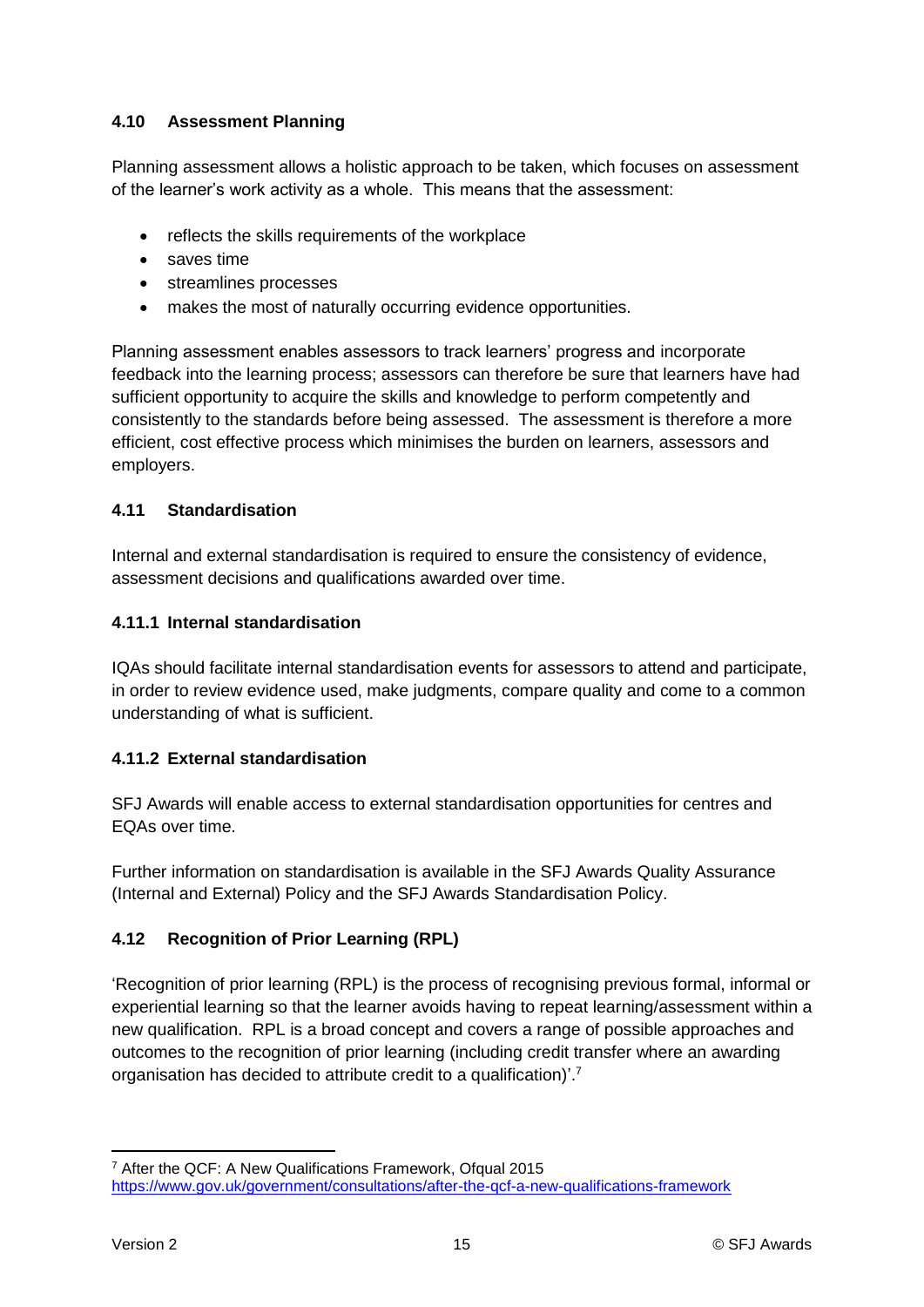### 4.10 Assessment Planning

Planning assessment allows a holistic approach to be taken, which focuses on assessment of the learner's work activity as a whole. This means that the assessment:

- reflects the skills requirements of the workplace
- saves time
- streamlines processes
- makes the most of naturally occurring evidence opportunities.

Planning assessment enables assessors to track learners' progress and incorporate feedback into the learning process; assessors can therefore be sure that learners have had sufficient opportunity to acquire the skills and knowledge to perform competently and consistently to the standards before being assessed. The assessment is therefore a more efficient, cost effective process which minimises the burden on learners, assessors and employers.

### 4.11 Standardisation

Internal and external standardisation is required to ensure the consistency of evidence, assessment decisions and qualifications awarded over time.

#### 4.11.1 Internal standardisation

IQAs should facilitate internal standardisation events for assessors to attend and participate, in order to review evidence used, make judgments, compare quality and come to a common understanding of what is sufficient.

#### 4.11.2 External standardisation

SFJ Awards will enable access to external standardisation opportunities for centres and EQAs over time.

Further information on standardisation is available in the SFJ Awards Quality Assurance (Internal and External) Policy and the SFJ Awards Standardisation Policy.

### 4.12 Recognition of Prior Learning (RPL)

'Recognition of prior learning (RPL) is the process of recognising previous formal, informal or experiential learning so that the learner avoids having to repeat learning/assessment within a new qualification. RPL is a broad concept and covers a range of possible approaches and outcomes to the recognition of prior learning (including credit transfer where an awarding organisation has decided to attribute credit to a qualification)'.[7]

---

[7] After the QCF: A New Qualifications Framework, Ofqual 2015 https://www.gov.uk/government/consultations/after-the-qcf-a-new-qualifications-framework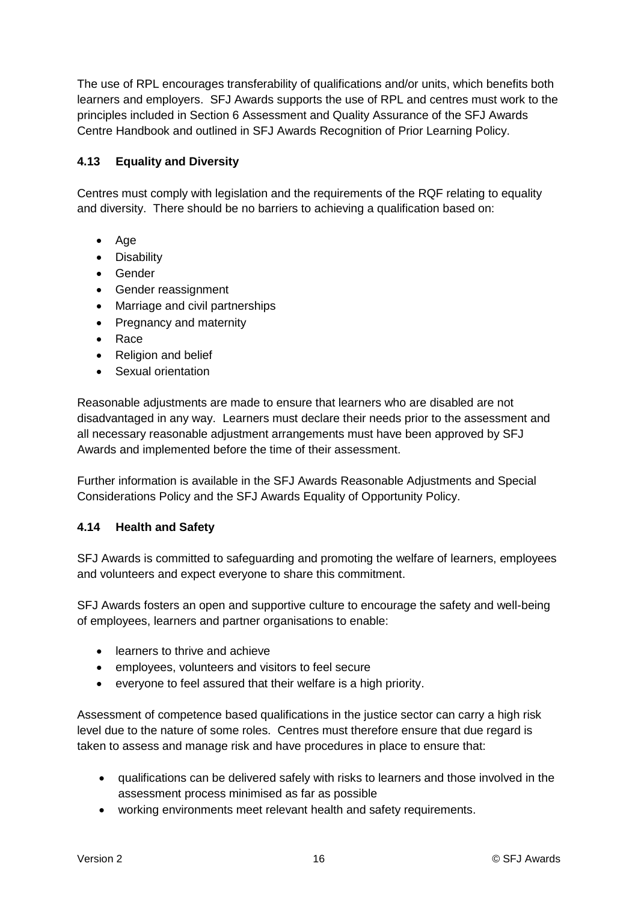The use of RPL encourages transferability of qualifications and/or units, which benefits both learners and employers. SFJ Awards supports the use of RPL and centres must work to the principles included in Section 6 Assessment and Quality Assurance of the SFJ Awards Centre Handbook and outlined in SFJ Awards Recognition of Prior Learning Policy.

### 4.13 Equality and Diversity

Centres must comply with legislation and the requirements of the RQF relating to equality and diversity. There should be no barriers to achieving a qualification based on:

- Age
- Disability
- Gender
- Gender reassignment
- Marriage and civil partnerships
- Pregnancy and maternity
- Race
- Religion and belief
- Sexual orientation

Reasonable adjustments are made to ensure that learners who are disabled are not disadvantaged in any way. Learners must declare their needs prior to the assessment and all necessary reasonable adjustment arrangements must have been approved by SFJ Awards and implemented before the time of their assessment.

Further information is available in the SFJ Awards Reasonable Adjustments and Special Considerations Policy and the SFJ Awards Equality of Opportunity Policy.

### 4.14 Health and Safety

SFJ Awards is committed to safeguarding and promoting the welfare of learners, employees and volunteers and expect everyone to share this commitment.

SFJ Awards fosters an open and supportive culture to encourage the safety and well-being of employees, learners and partner organisations to enable:

- learners to thrive and achieve
- employees, volunteers and visitors to feel secure
- everyone to feel assured that their welfare is a high priority.

Assessment of competence based qualifications in the justice sector can carry a high risk level due to the nature of some roles. Centres must therefore ensure that due regard is taken to assess and manage risk and have procedures in place to ensure that:

- qualifications can be delivered safely with risks to learners and those involved in the assessment process minimised as far as possible
- working environments meet relevant health and safety requirements.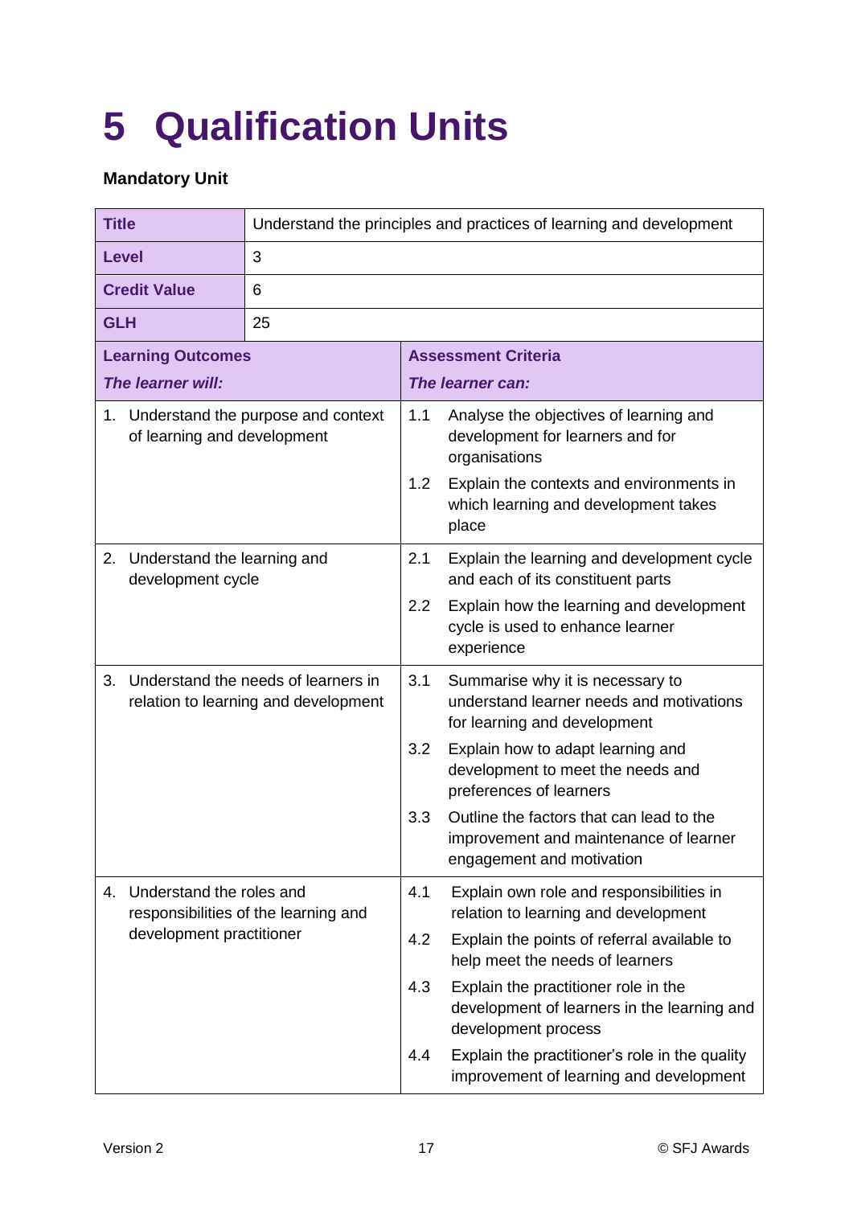# 5 Qualification Units

**Mandatory Unit**

| **Title** | Understand the principles and practices of learning and development |
|---|---|
| **Level** | 3 |
| **Credit Value** | 6 |
| **GLH** | 25 |

| **Learning Outcomes** *The learner will:* | **Assessment Criteria** *The learner can:* |
|---|---|
| 1. Understand the purpose and context of learning and development | 1.1 Analyse the objectives of learning and development for learners and for organisations |
| | 1.2 Explain the contexts and environments in which learning and development takes place |
| 2. Understand the learning and development cycle | 2.1 Explain the learning and development cycle and each of its constituent parts |
| | 2.2 Explain how the learning and development cycle is used to enhance learner experience |
| 3. Understand the needs of learners in relation to learning and development | 3.1 Summarise why it is necessary to understand learner needs and motivations for learning and development |
| | 3.2 Explain how to adapt learning and development to meet the needs and preferences of learners |
| | 3.3 Outline the factors that can lead to the improvement and maintenance of learner engagement and motivation |
| 4. Understand the roles and responsibilities of the learning and development practitioner | 4.1 Explain own role and responsibilities in relation to learning and development |
| | 4.2 Explain the points of referral available to help meet the needs of learners |
| | 4.3 Explain the practitioner role in the development of learners in the learning and development process |
| | 4.4 Explain the practitioner's role in the quality improvement of learning and development |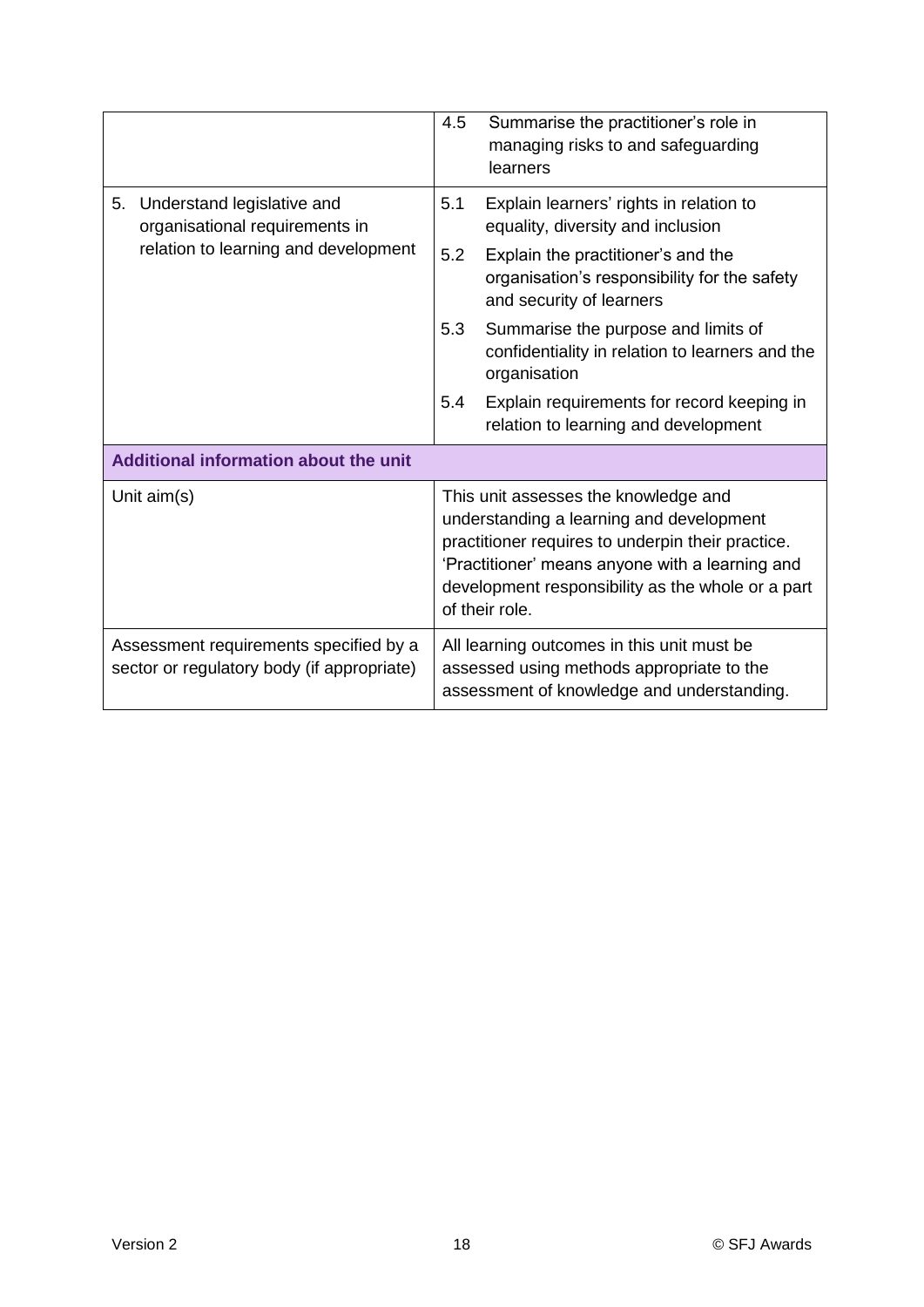| | |
|---|---|
| | 4.5 Summarise the practitioner's role in managing risks to and safeguarding learners |
| 5. Understand legislative and organisational requirements in relation to learning and development | 5.1 Explain learners' rights in relation to equality, diversity and inclusion<br>5.2 Explain the practitioner's and the organisation's responsibility for the safety and security of learners<br>5.3 Summarise the purpose and limits of confidentiality in relation to learners and the organisation<br>5.4 Explain requirements for record keeping in relation to learning and development |
| **Additional information about the unit** | |
| Unit aim(s) | This unit assesses the knowledge and understanding a learning and development practitioner requires to underpin their practice. 'Practitioner' means anyone with a learning and development responsibility as the whole or a part of their role. |
| Assessment requirements specified by a sector or regulatory body (if appropriate) | All learning outcomes in this unit must be assessed using methods appropriate to the assessment of knowledge and understanding. |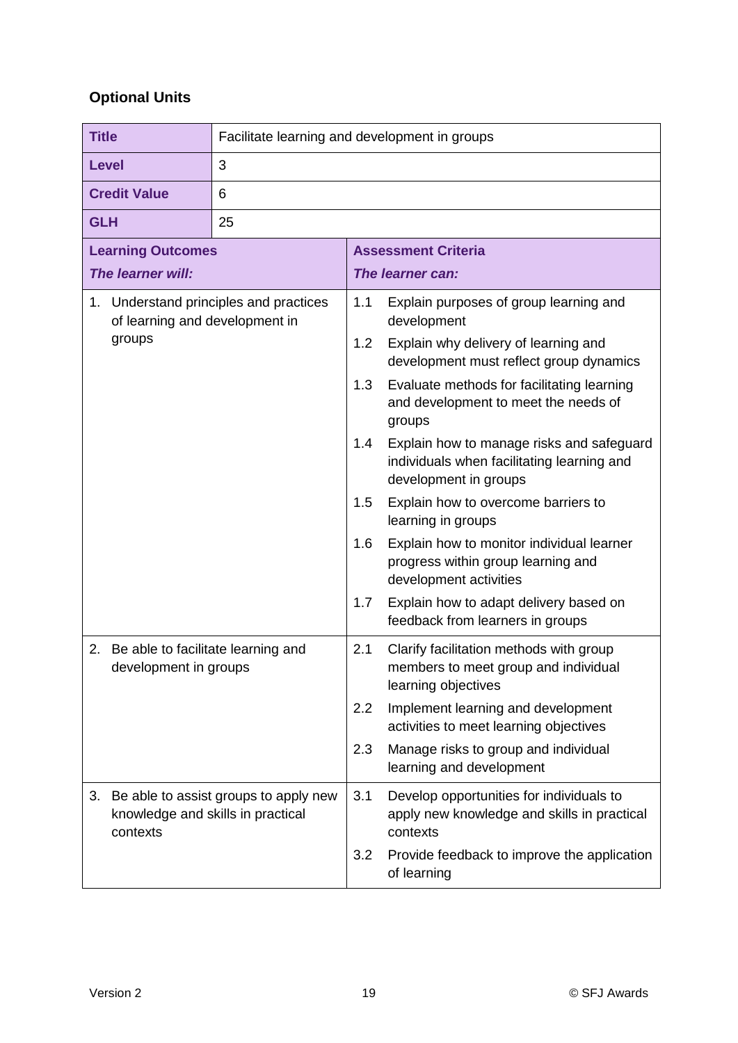### Optional Units

| **Title** | Facilitate learning and development in groups |
|---|---|
| **Level** | 3 |
| **Credit Value** | 6 |
| **GLH** | 25 |

| **Learning Outcomes** *The learner will:* | **Assessment Criteria** *The learner can:* |
|---|---|
| 1. Understand principles and practices of learning and development in groups | 1.1 Explain purposes of group learning and development |
| | 1.2 Explain why delivery of learning and development must reflect group dynamics |
| | 1.3 Evaluate methods for facilitating learning and development to meet the needs of groups |
| | 1.4 Explain how to manage risks and safeguard individuals when facilitating learning and development in groups |
| | 1.5 Explain how to overcome barriers to learning in groups |
| | 1.6 Explain how to monitor individual learner progress within group learning and development activities |
| | 1.7 Explain how to adapt delivery based on feedback from learners in groups |
| 2. Be able to facilitate learning and development in groups | 2.1 Clarify facilitation methods with group members to meet group and individual learning objectives |
| | 2.2 Implement learning and development activities to meet learning objectives |
| | 2.3 Manage risks to group and individual learning and development |
| 3. Be able to assist groups to apply new knowledge and skills in practical contexts | 3.1 Develop opportunities for individuals to apply new knowledge and skills in practical contexts |
| | 3.2 Provide feedback to improve the application of learning |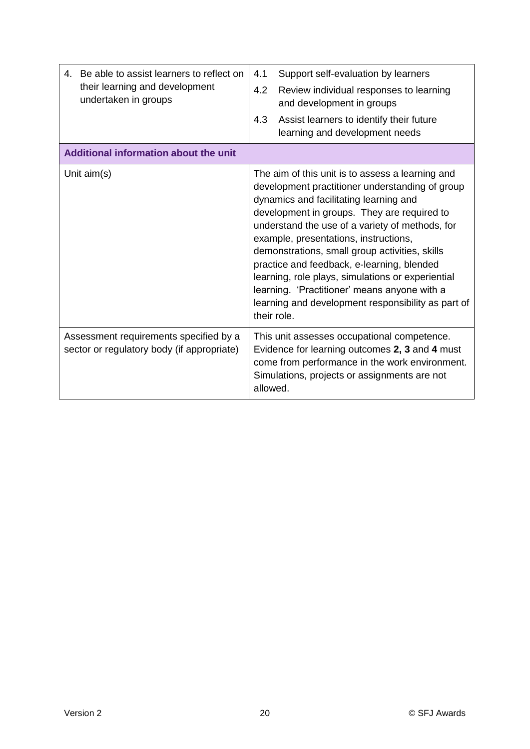| | |
|---|---|
| 4. Be able to assist learners to reflect on their learning and development undertaken in groups | 4.1 Support self-evaluation by learners<br>4.2 Review individual responses to learning and development in groups<br>4.3 Assist learners to identify their future learning and development needs |
| **Additional information about the unit** | |
| Unit aim(s) | The aim of this unit is to assess a learning and development practitioner understanding of group dynamics and facilitating learning and development in groups. They are required to understand the use of a variety of methods, for example, presentations, instructions, demonstrations, small group activities, skills practice and feedback, e-learning, blended learning, role plays, simulations or experiential learning. 'Practitioner' means anyone with a learning and development responsibility as part of their role. |
| Assessment requirements specified by a sector or regulatory body (if appropriate) | This unit assesses occupational competence. Evidence for learning outcomes **2, 3** and **4** must come from performance in the work environment. Simulations, projects or assignments are not allowed. |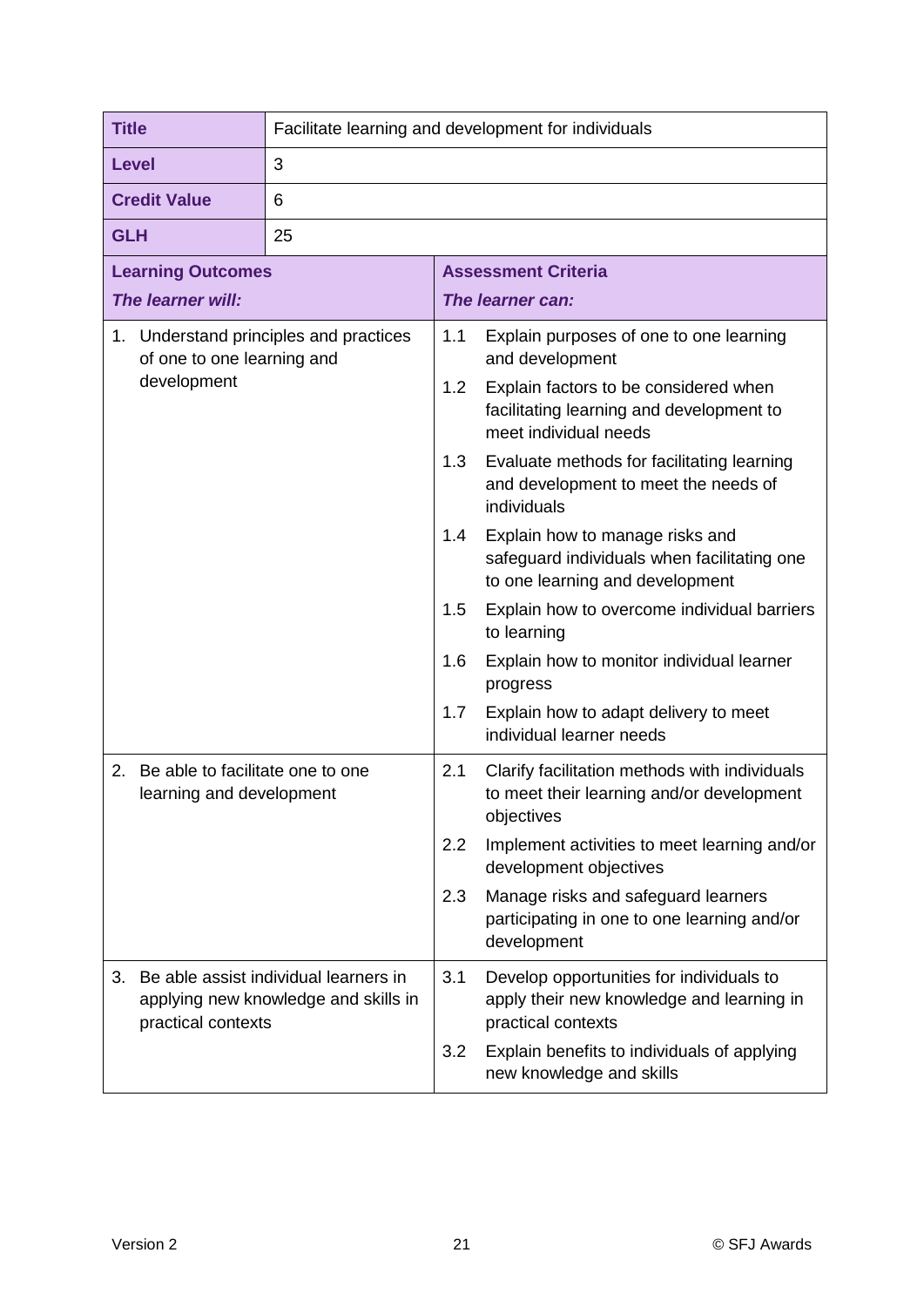| **Title** | Facilitate learning and development for individuals |
|---|---|
| **Level** | 3 |
| **Credit Value** | 6 |
| **GLH** | 25 |

| **Learning Outcomes** *The learner will:* | **Assessment Criteria** *The learner can:* | |
|---|---|---|
| 1. Understand principles and practices of one to one learning and development | 1.1 | Explain purposes of one to one learning and development |
| | 1.2 | Explain factors to be considered when facilitating learning and development to meet individual needs |
| | 1.3 | Evaluate methods for facilitating learning and development to meet the needs of individuals |
| | 1.4 | Explain how to manage risks and safeguard individuals when facilitating one to one learning and development |
| | 1.5 | Explain how to overcome individual barriers to learning |
| | 1.6 | Explain how to monitor individual learner progress |
| | 1.7 | Explain how to adapt delivery to meet individual learner needs |
| 2. Be able to facilitate one to one learning and development | 2.1 | Clarify facilitation methods with individuals to meet their learning and/or development objectives |
| | 2.2 | Implement activities to meet learning and/or development objectives |
| | 2.3 | Manage risks and safeguard learners participating in one to one learning and/or development |
| 3. Be able assist individual learners in applying new knowledge and skills in practical contexts | 3.1 | Develop opportunities for individuals to apply their new knowledge and learning in practical contexts |
| | 3.2 | Explain benefits to individuals of applying new knowledge and skills |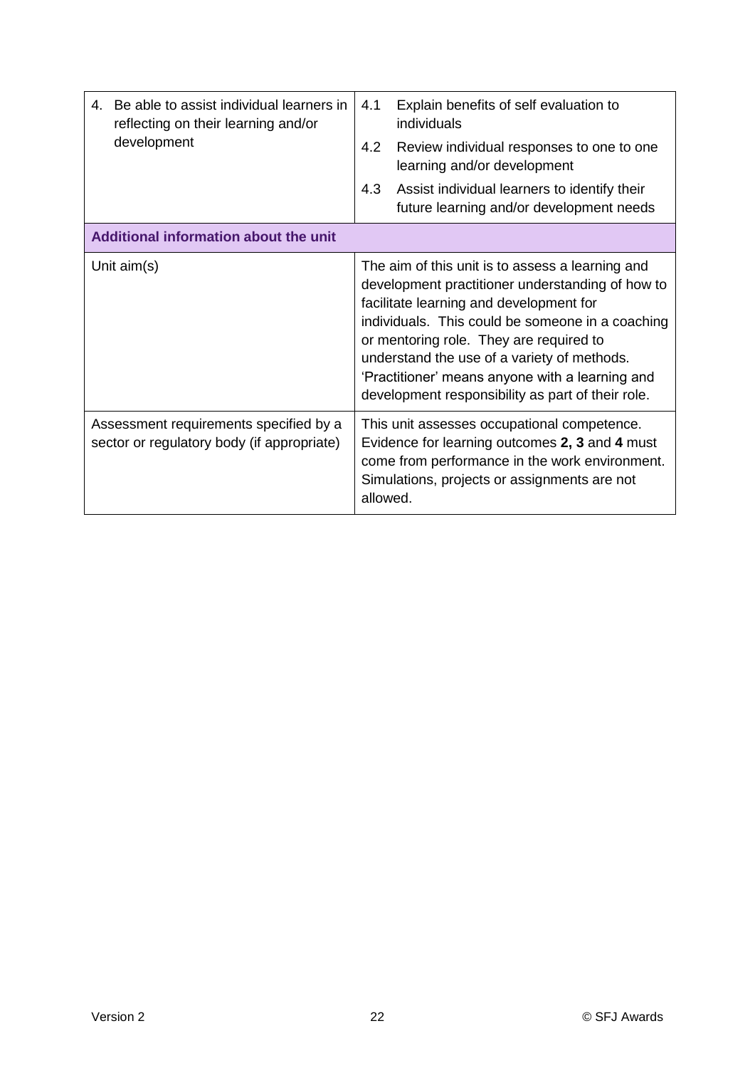| | |
|---|---|
| 4. Be able to assist individual learners in reflecting on their learning and/or development | 4.1 Explain benefits of self evaluation to individuals<br>4.2 Review individual responses to one to one learning and/or development<br>4.3 Assist individual learners to identify their future learning and/or development needs |
| **Additional information about the unit** | |
| Unit aim(s) | The aim of this unit is to assess a learning and development practitioner understanding of how to facilitate learning and development for individuals. This could be someone in a coaching or mentoring role. They are required to understand the use of a variety of methods. 'Practitioner' means anyone with a learning and development responsibility as part of their role. |
| Assessment requirements specified by a sector or regulatory body (if appropriate) | This unit assesses occupational competence. Evidence for learning outcomes **2, 3** and **4** must come from performance in the work environment. Simulations, projects or assignments are not allowed. |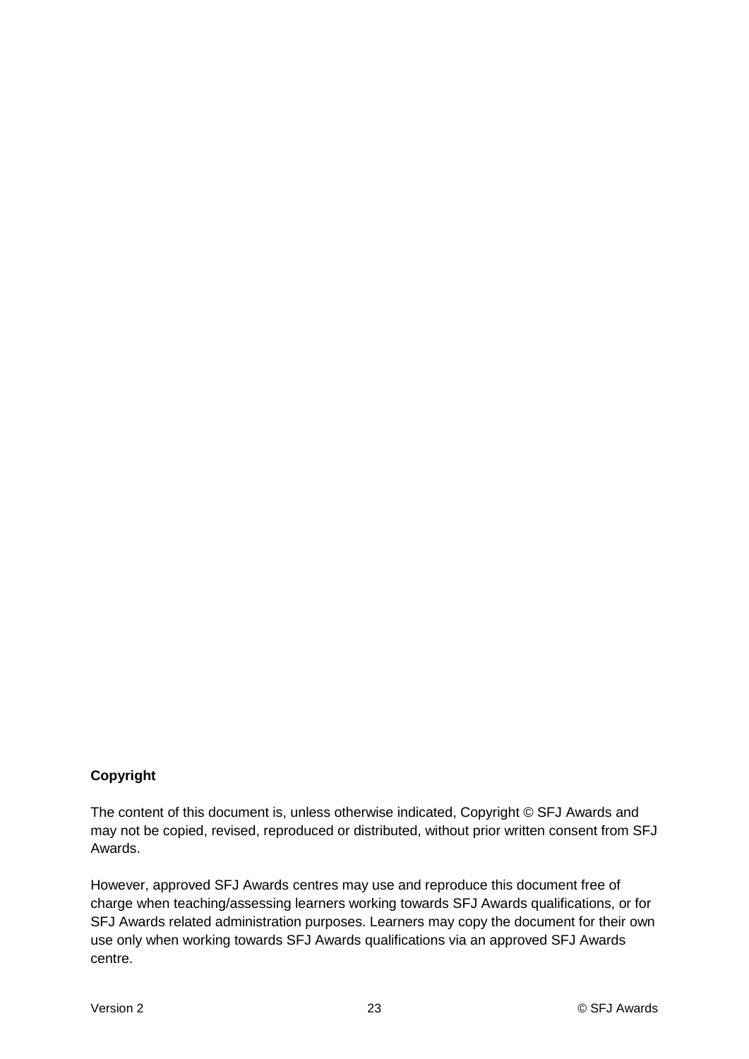**Copyright**

The content of this document is, unless otherwise indicated, Copyright © SFJ Awards and may not be copied, revised, reproduced or distributed, without prior written consent from SFJ Awards.

However, approved SFJ Awards centres may use and reproduce this document free of charge when teaching/assessing learners working towards SFJ Awards qualifications, or for SFJ Awards related administration purposes. Learners may copy the document for their own use only when working towards SFJ Awards qualifications via an approved SFJ Awards centre.